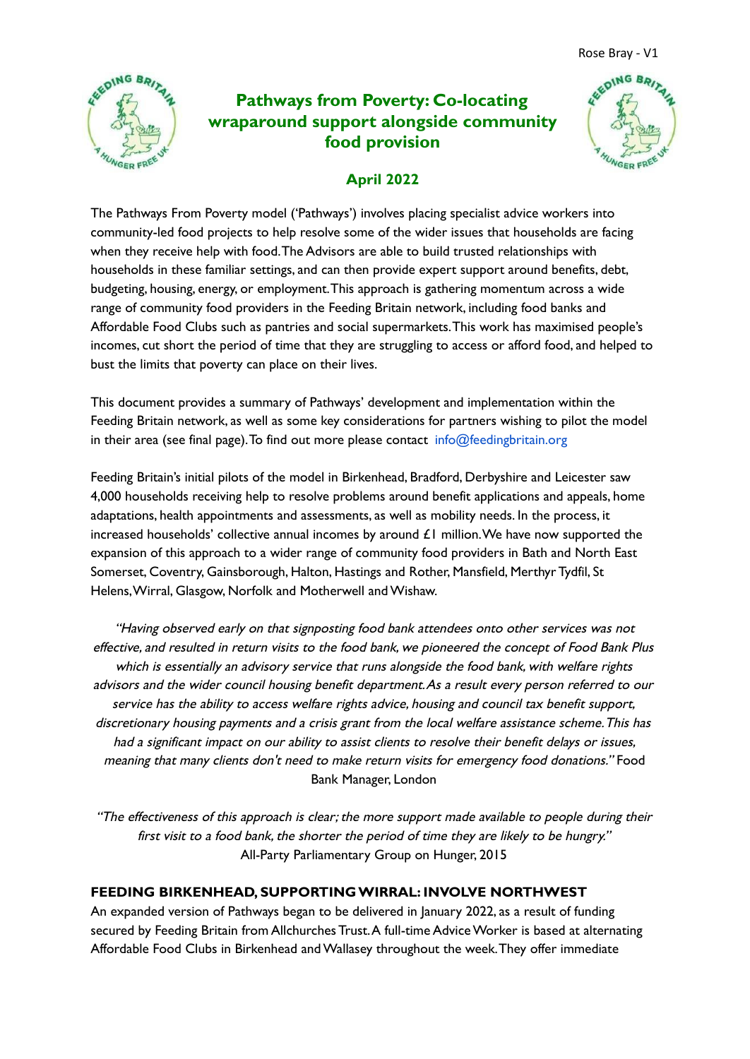Rose Bray - V1

# Pathways from Poverty: Co-locating wraparound support alongside community food provision

## April 2022

The Pathways From Poverty model ('Pathways') involves placing specialist advice workers into community-led food projects to help resolve some of the wider issues that households are facing when they receive help with food. The Advisors are able to build trusted relationships with households in these familiar settings, and can then provide expert support around benefits, debt, budgeting, housing, energy, or employment. This approach is gathering momentum across a wide range of community food providers in the Feeding Britain network, including food banks and Affordable Food Clubs such as pantries and social supermarkets. This work has maximised people's incomes, cut short the period of time that they are struggling to access or afford food, and helped to bust the limits that poverty can place on their lives.

This document provides a summary of Pathways' development and implementation within the Feeding Britain network, as well as some key considerations for partners wishing to pilot the model in their area (see final page). To find out more please contact info@feedingbritain.org

Feeding Britain's initial pilots of the model in Birkenhead, Bradford, Derbyshire and Leicester saw 4,000 households receiving help to resolve problems around benefit applications and appeals, home adaptations, health appointments and assessments, as well as mobility needs. In the process, it increased households' collective annual incomes by around £1 million. We have now supported the expansion of this approach to a wider range of community food providers in Bath and North East Somerset, Coventry, Gainsborough, Halton, Hastings and Rother, Mansfield, Merthyr Tydfil, St Helens, Wirral, Glasgow, Norfolk and Motherwell and Wishaw.

*"Having observed early on that signposting food bank attendees onto other services was not effective, and resulted in return visits to the food bank, we pioneered the concept of Food Bank Plus which is essentially an advisory service that runs alongside the food bank, with welfare rights advisors and the wider council housing benefit department. As a result every person referred to our service has the ability to access welfare rights advice, housing and council tax benefit support, discretionary housing payments and a crisis grant from the local welfare assistance scheme. This has had a significant impact on our ability to assist clients to resolve their benefit delays or issues, meaning that many clients don't need to make return visits for emergency food donations."* Food Bank Manager, London

*"The effectiveness of this approach is clear; the more support made available to people during their first visit to a food bank, the shorter the period of time they are likely to be hungry."* All-Party Parliamentary Group on Hunger, 2015

### FEEDING BIRKENHEAD, SUPPORTING WIRRAL: INVOLVE NORTHWEST

An expanded version of Pathways began to be delivered in January 2022, as a result of funding secured by Feeding Britain from Allchurches Trust. A full-time Advice Worker is based at alternating Affordable Food Clubs in Birkenhead and Wallasey throughout the week. They offer immediate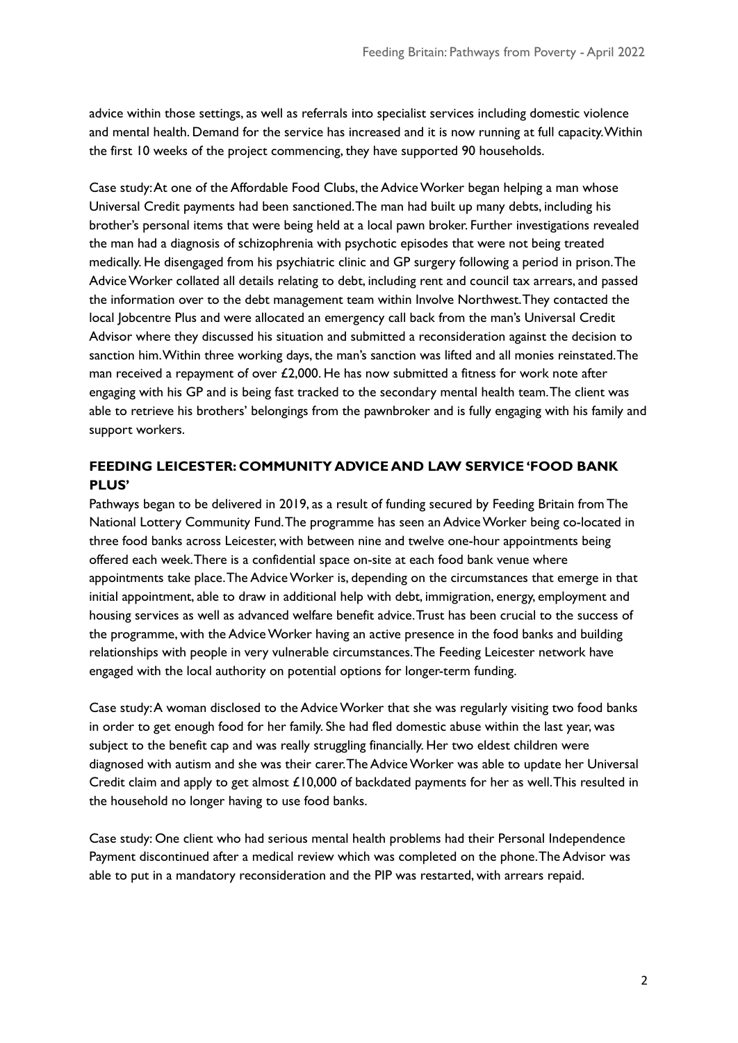advice within those settings, as well as referrals into specialist services including domestic violence and mental health. Demand for the service has increased and it is now running at full capacity. Within the first 10 weeks of the project commencing, they have supported 90 households.

Case study: At one of the Affordable Food Clubs, the Advice Worker began helping a man whose Universal Credit payments had been sanctioned. The man had built up many debts, including his brother's personal items that were being held at a local pawn broker. Further investigations revealed the man had a diagnosis of schizophrenia with psychotic episodes that were not being treated medically. He disengaged from his psychiatric clinic and GP surgery following a period in prison. The Advice Worker collated all details relating to debt, including rent and council tax arrears, and passed the information over to the debt management team within Involve Northwest. They contacted the local Jobcentre Plus and were allocated an emergency call back from the man's Universal Credit Advisor where they discussed his situation and submitted a reconsideration against the decision to sanction him. Within three working days, the man's sanction was lifted and all monies reinstated. The man received a repayment of over £2,000. He has now submitted a fitness for work note after engaging with his GP and is being fast tracked to the secondary mental health team. The client was able to retrieve his brothers' belongings from the pawnbroker and is fully engaging with his family and support workers.

## FEEDING LEICESTER: COMMUNITY ADVICE AND LAW SERVICE 'FOOD BANK PLUS'

Pathways began to be delivered in 2019, as a result of funding secured by Feeding Britain from The National Lottery Community Fund. The programme has seen an Advice Worker being co-located in three food banks across Leicester, with between nine and twelve one-hour appointments being offered each week. There is a confidential space on-site at each food bank venue where appointments take place. The Advice Worker is, depending on the circumstances that emerge in that initial appointment, able to draw in additional help with debt, immigration, energy, employment and housing services as well as advanced welfare benefit advice. Trust has been crucial to the success of the programme, with the Advice Worker having an active presence in the food banks and building relationships with people in very vulnerable circumstances. The Feeding Leicester network have engaged with the local authority on potential options for longer-term funding.

Case study: A woman disclosed to the Advice Worker that she was regularly visiting two food banks in order to get enough food for her family. She had fled domestic abuse within the last year, was subject to the benefit cap and was really struggling financially. Her two eldest children were diagnosed with autism and she was their carer. The Advice Worker was able to update her Universal Credit claim and apply to get almost £10,000 of backdated payments for her as well. This resulted in the household no longer having to use food banks.

Case study: One client who had serious mental health problems had their Personal Independence Payment discontinued after a medical review which was completed on the phone. The Advisor was able to put in a mandatory reconsideration and the PIP was restarted, with arrears repaid.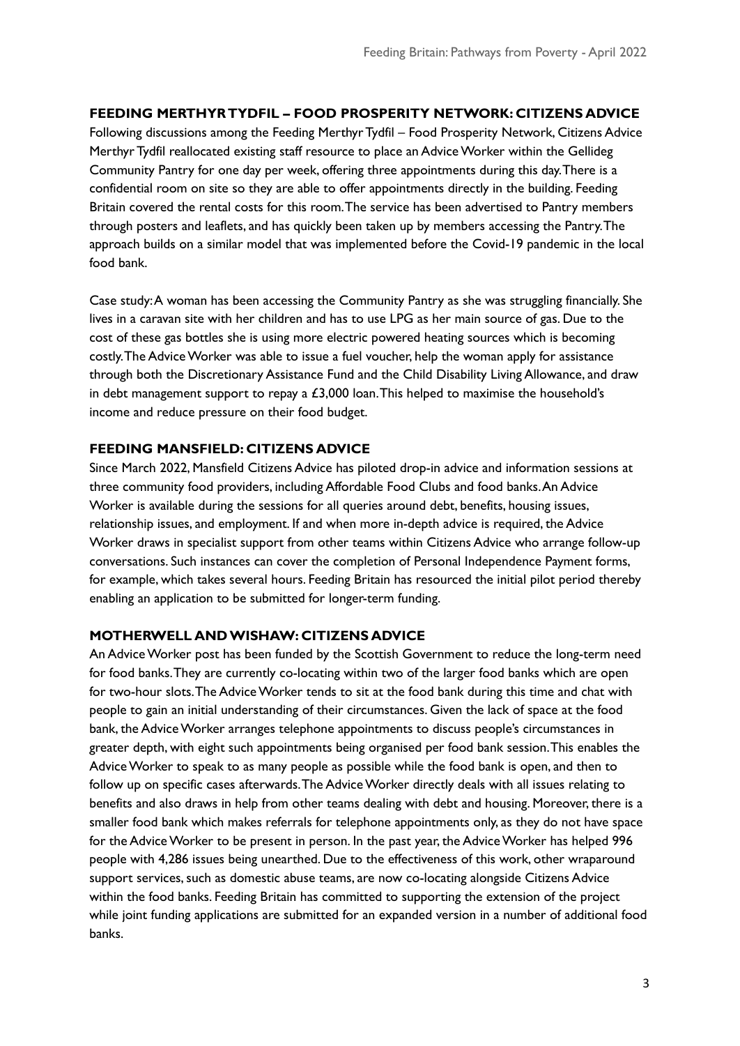### FEEDING MERTHYR TYDFIL – FOOD PROSPERITY NETWORK: CITIZENS ADVICE

Following discussions among the Feeding Merthyr Tydfil – Food Prosperity Network, Citizens Advice Merthyr Tydfil reallocated existing staff resource to place an Advice Worker within the Gellideg Community Pantry for one day per week, offering three appointments during this day. There is a confidential room on site so they are able to offer appointments directly in the building. Feeding Britain covered the rental costs for this room. The service has been advertised to Pantry members through posters and leaflets, and has quickly been taken up by members accessing the Pantry. The approach builds on a similar model that was implemented before the Covid-19 pandemic in the local food bank.

Case study: A woman has been accessing the Community Pantry as she was struggling financially. She lives in a caravan site with her children and has to use LPG as her main source of gas. Due to the cost of these gas bottles she is using more electric powered heating sources which is becoming costly. The Advice Worker was able to issue a fuel voucher, help the woman apply for assistance through both the Discretionary Assistance Fund and the Child Disability Living Allowance, and draw in debt management support to repay a £3,000 loan. This helped to maximise the household's income and reduce pressure on their food budget.

### FEEDING MANSFIELD: CITIZENS ADVICE

Since March 2022, Mansfield Citizens Advice has piloted drop-in advice and information sessions at three community food providers, including Affordable Food Clubs and food banks. An Advice Worker is available during the sessions for all queries around debt, benefits, housing issues, relationship issues, and employment. If and when more in-depth advice is required, the Advice Worker draws in specialist support from other teams within Citizens Advice who arrange follow-up conversations. Such instances can cover the completion of Personal Independence Payment forms, for example, which takes several hours. Feeding Britain has resourced the initial pilot period thereby enabling an application to be submitted for longer-term funding.

### MOTHERWELL AND WISHAW: CITIZENS ADVICE

An Advice Worker post has been funded by the Scottish Government to reduce the long-term need for food banks. They are currently co-locating within two of the larger food banks which are open for two-hour slots. The Advice Worker tends to sit at the food bank during this time and chat with people to gain an initial understanding of their circumstances. Given the lack of space at the food bank, the Advice Worker arranges telephone appointments to discuss people's circumstances in greater depth, with eight such appointments being organised per food bank session. This enables the Advice Worker to speak to as many people as possible while the food bank is open, and then to follow up on specific cases afterwards. The Advice Worker directly deals with all issues relating to benefits and also draws in help from other teams dealing with debt and housing. Moreover, there is a smaller food bank which makes referrals for telephone appointments only, as they do not have space for the Advice Worker to be present in person. In the past year, the Advice Worker has helped 996 people with 4,286 issues being unearthed. Due to the effectiveness of this work, other wraparound support services, such as domestic abuse teams, are now co-locating alongside Citizens Advice within the food banks. Feeding Britain has committed to supporting the extension of the project while joint funding applications are submitted for an expanded version in a number of additional food banks.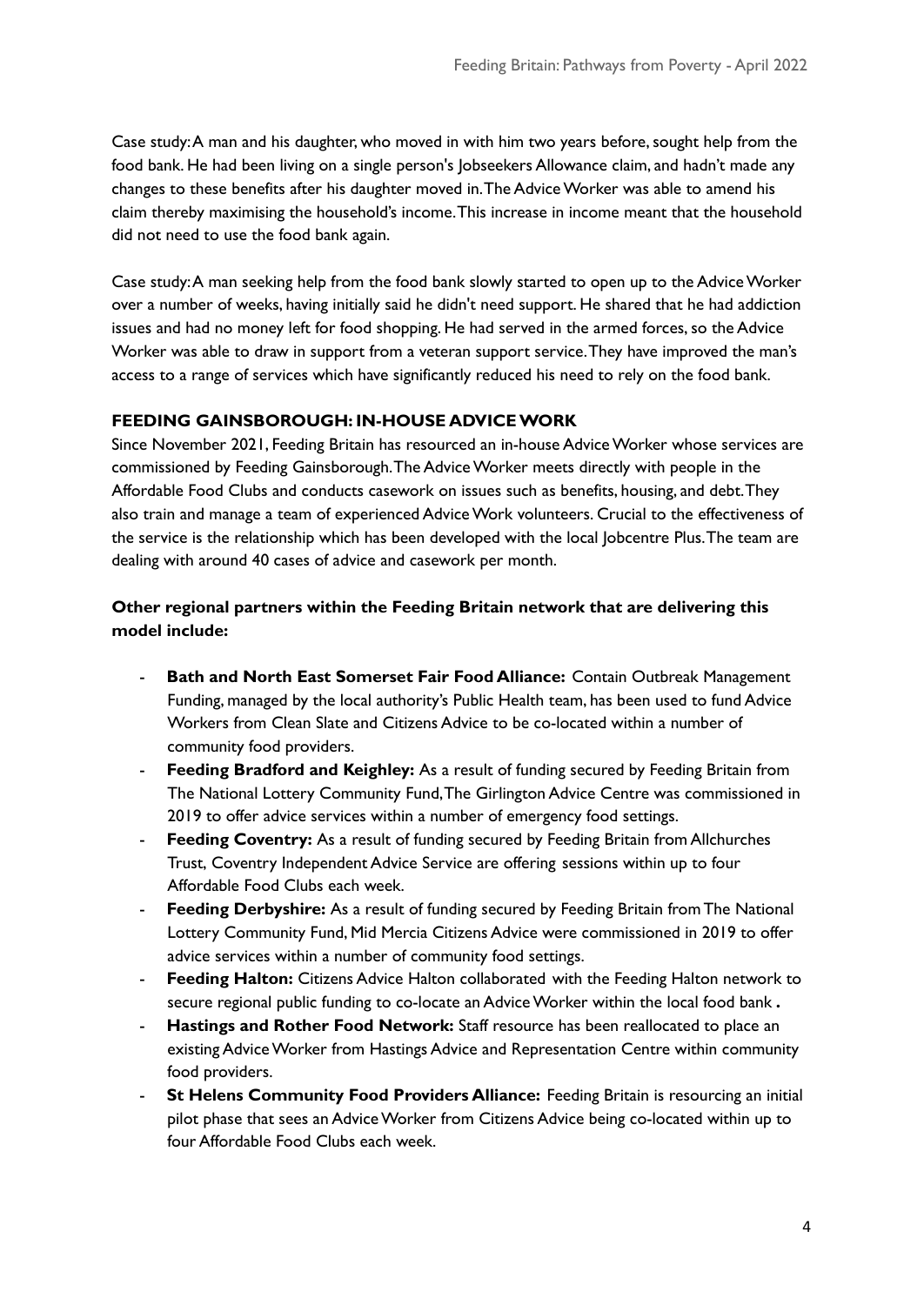Case study: A man and his daughter, who moved in with him two years before, sought help from the food bank. He had been living on a single person's Jobseekers Allowance claim, and hadn't made any changes to these benefits after his daughter moved in. The Advice Worker was able to amend his claim thereby maximising the household's income. This increase in income meant that the household did not need to use the food bank again.

Case study: A man seeking help from the food bank slowly started to open up to the Advice Worker over a number of weeks, having initially said he didn't need support. He shared that he had addiction issues and had no money left for food shopping. He had served in the armed forces, so the Advice Worker was able to draw in support from a veteran support service. They have improved the man's access to a range of services which have significantly reduced his need to rely on the food bank.

**FEEDING GAINSBOROUGH: IN-HOUSE ADVICE WORK**

Since November 2021, Feeding Britain has resourced an in-house Advice Worker whose services are commissioned by Feeding Gainsborough. The Advice Worker meets directly with people in the Affordable Food Clubs and conducts casework on issues such as benefits, housing, and debt. They also train and manage a team of experienced Advice Work volunteers. Crucial to the effectiveness of the service is the relationship which has been developed with the local Jobcentre Plus. The team are dealing with around 40 cases of advice and casework per month.

**Other regional partners within the Feeding Britain network that are delivering this model include:**

- **Bath and North East Somerset Fair Food Alliance:** Contain Outbreak Management Funding, managed by the local authority's Public Health team, has been used to fund Advice Workers from Clean Slate and Citizens Advice to be co-located within a number of community food providers.
- **Feeding Bradford and Keighley:** As a result of funding secured by Feeding Britain from The National Lottery Community Fund, The Girlington Advice Centre was commissioned in 2019 to offer advice services within a number of emergency food settings.
- **Feeding Coventry:** As a result of funding secured by Feeding Britain from Allchurches Trust, Coventry Independent Advice Service are offering sessions within up to four Affordable Food Clubs each week.
- **Feeding Derbyshire:** As a result of funding secured by Feeding Britain from The National Lottery Community Fund, Mid Mercia Citizens Advice were commissioned in 2019 to offer advice services within a number of community food settings.
- **Feeding Halton:** Citizens Advice Halton collaborated with the Feeding Halton network to secure regional public funding to co-locate an Advice Worker within the local food bank.
- **Hastings and Rother Food Network:** Staff resource has been reallocated to place an existing Advice Worker from Hastings Advice and Representation Centre within community food providers.
- **St Helens Community Food Providers Alliance:** Feeding Britain is resourcing an initial pilot phase that sees an Advice Worker from Citizens Advice being co-located within up to four Affordable Food Clubs each week.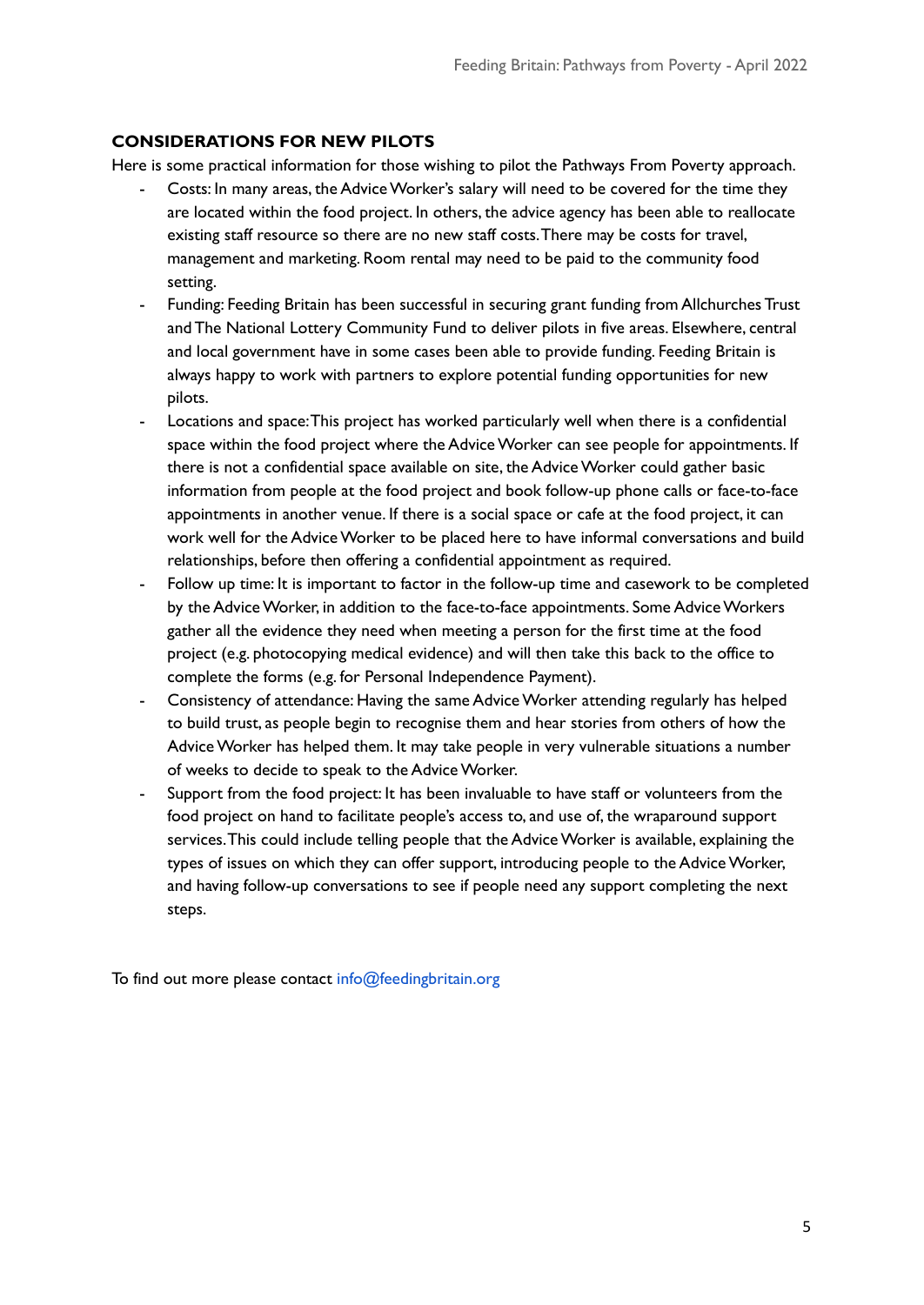## CONSIDERATIONS FOR NEW PILOTS

Here is some practical information for those wishing to pilot the Pathways From Poverty approach.

- Costs: In many areas, the Advice Worker's salary will need to be covered for the time they are located within the food project. In others, the advice agency has been able to reallocate existing staff resource so there are no new staff costs. There may be costs for travel, management and marketing. Room rental may need to be paid to the community food setting.
- Funding: Feeding Britain has been successful in securing grant funding from Allchurches Trust and The National Lottery Community Fund to deliver pilots in five areas. Elsewhere, central and local government have in some cases been able to provide funding. Feeding Britain is always happy to work with partners to explore potential funding opportunities for new pilots.
- Locations and space: This project has worked particularly well when there is a confidential space within the food project where the Advice Worker can see people for appointments. If there is not a confidential space available on site, the Advice Worker could gather basic information from people at the food project and book follow-up phone calls or face-to-face appointments in another venue. If there is a social space or cafe at the food project, it can work well for the Advice Worker to be placed here to have informal conversations and build relationships, before then offering a confidential appointment as required.
- Follow up time: It is important to factor in the follow-up time and casework to be completed by the Advice Worker, in addition to the face-to-face appointments. Some Advice Workers gather all the evidence they need when meeting a person for the first time at the food project (e.g. photocopying medical evidence) and will then take this back to the office to complete the forms (e.g. for Personal Independence Payment).
- Consistency of attendance: Having the same Advice Worker attending regularly has helped to build trust, as people begin to recognise them and hear stories from others of how the Advice Worker has helped them. It may take people in very vulnerable situations a number of weeks to decide to speak to the Advice Worker.
- Support from the food project: It has been invaluable to have staff or volunteers from the food project on hand to facilitate people's access to, and use of, the wraparound support services. This could include telling people that the Advice Worker is available, explaining the types of issues on which they can offer support, introducing people to the Advice Worker, and having follow-up conversations to see if people need any support completing the next steps.

To find out more please contact info@feedingbritain.org